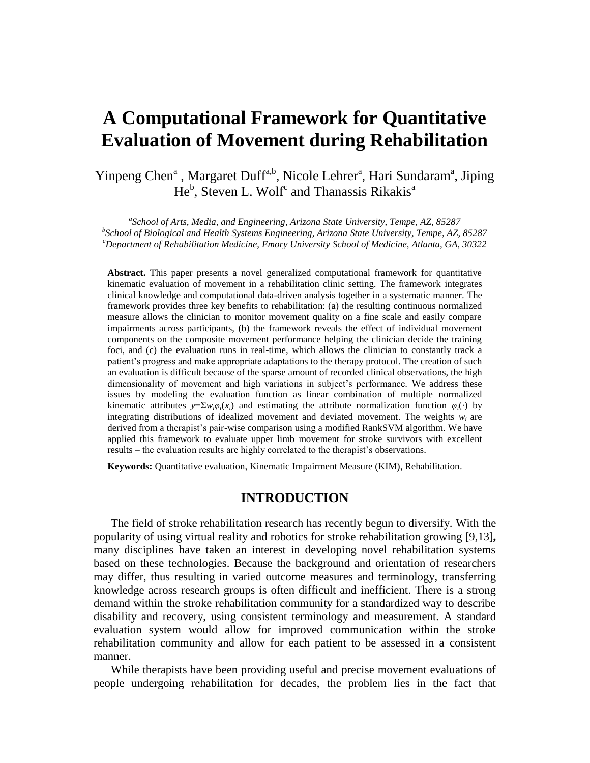# A Computational Framework for Quantitative Evaluation of Movement during Rehabilitation

Yinpeng Chen[a], Margaret Duff[a,b], Nicole Lehrer[a], Hari Sundaram[a], Jiping He[b], Steven L. Wolf[c] and Thanassis Rikakis[a]

[a]*School of Arts, Media, and Engineering, Arizona State University, Tempe, AZ, 85287*
[b]*School of Biological and Health Systems Engineering, Arizona State University, Tempe, AZ, 85287*
[c]*Department of Rehabilitation Medicine, Emory University School of Medicine, Atlanta, GA, 30322*

**Abstract.** This paper presents a novel generalized computational framework for quantitative kinematic evaluation of movement in a rehabilitation clinic setting. The framework integrates clinical knowledge and computational data-driven analysis together in a systematic manner. The framework provides three key benefits to rehabilitation: (a) the resulting continuous normalized measure allows the clinician to monitor movement quality on a fine scale and easily compare impairments across participants, (b) the framework reveals the effect of individual movement components on the composite movement performance helping the clinician decide the training foci, and (c) the evaluation runs in real-time, which allows the clinician to constantly track a patient's progress and make appropriate adaptations to the therapy protocol. The creation of such an evaluation is difficult because of the sparse amount of recorded clinical observations, the high dimensionality of movement and high variations in subject's performance. We address these issues by modeling the evaluation function as linear combination of multiple normalized kinematic attributes $y=\Sigma w_i\varphi_i(x_i)$ and estimating the attribute normalization function $\varphi_i(\cdot)$ by integrating distributions of idealized movement and deviated movement. The weights $w_i$ are derived from a therapist's pair-wise comparison using a modified RankSVM algorithm. We have applied this framework to evaluate upper limb movement for stroke survivors with excellent results – the evaluation results are highly correlated to the therapist's observations.

**Keywords:** Quantitative evaluation, Kinematic Impairment Measure (KIM), Rehabilitation.

## INTRODUCTION

The field of stroke rehabilitation research has recently begun to diversify. With the popularity of using virtual reality and robotics for stroke rehabilitation growing [9,13], many disciplines have taken an interest in developing novel rehabilitation systems based on these technologies. Because the background and orientation of researchers may differ, thus resulting in varied outcome measures and terminology, transferring knowledge across research groups is often difficult and inefficient. There is a strong demand within the stroke rehabilitation community for a standardized way to describe disability and recovery, using consistent terminology and measurement. A standard evaluation system would allow for improved communication within the stroke rehabilitation community and allow for each patient to be assessed in a consistent manner.

While therapists have been providing useful and precise movement evaluations of people undergoing rehabilitation for decades, the problem lies in the fact that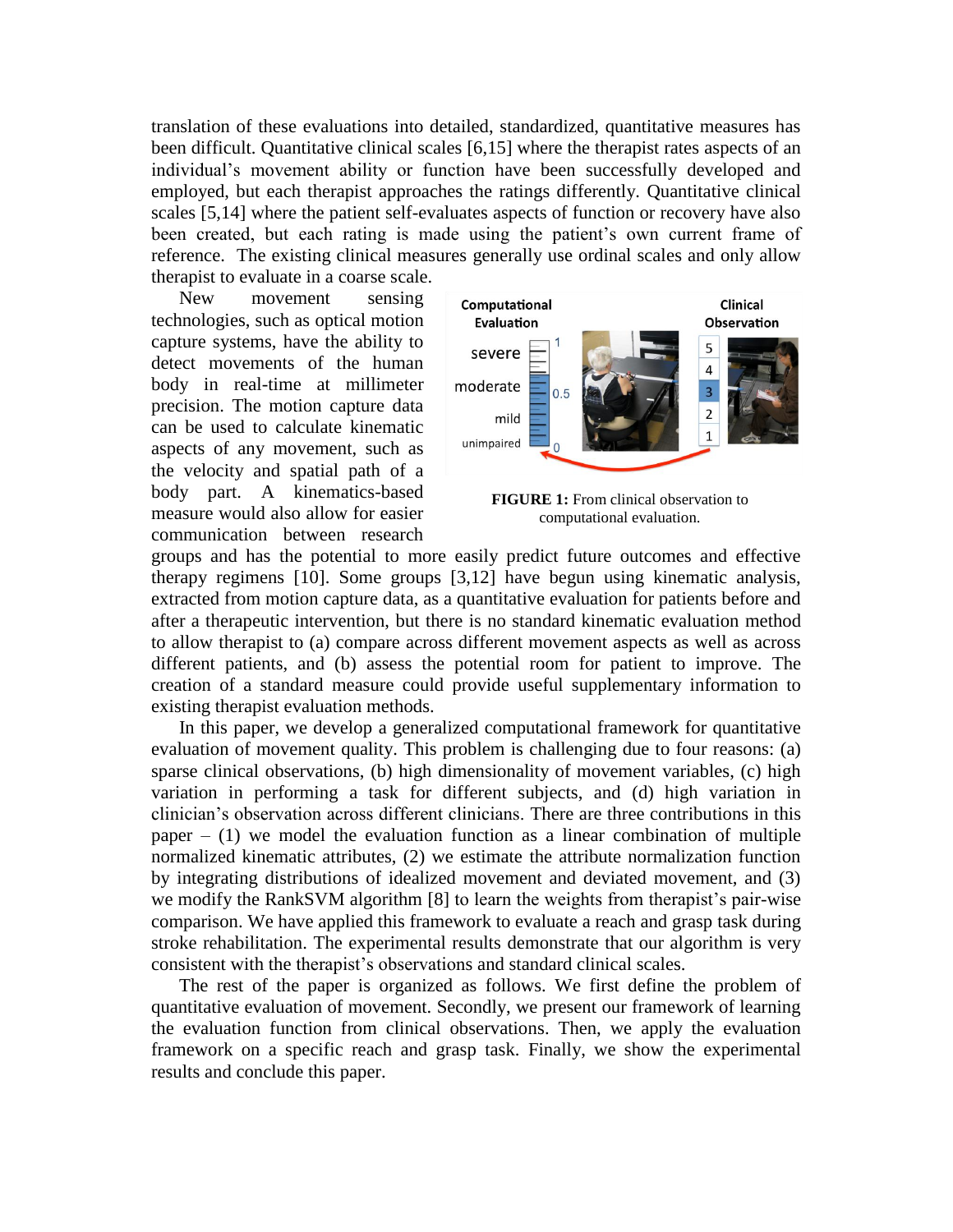translation of these evaluations into detailed, standardized, quantitative measures has been difficult. Quantitative clinical scales [6,15] where the therapist rates aspects of an individual's movement ability or function have been successfully developed and employed, but each therapist approaches the ratings differently. Quantitative clinical scales [5,14] where the patient self-evaluates aspects of function or recovery have also been created, but each rating is made using the patient's own current frame of reference. The existing clinical measures generally use ordinal scales and only allow therapist to evaluate in a coarse scale.

New movement sensing technologies, such as optical motion capture systems, have the ability to detect movements of the human body in real-time at millimeter precision. The motion capture data can be used to calculate kinematic aspects of any movement, such as the velocity and spatial path of a body part. A kinematics-based measure would also allow for easier communication between research groups and has the potential to more easily predict future outcomes and effective therapy regimens [10]. Some groups [3,12] have begun using kinematic analysis, extracted from motion capture data, as a quantitative evaluation for patients before and after a therapeutic intervention, but there is no standard kinematic evaluation method to allow therapist to (a) compare across different movement aspects as well as across different patients, and (b) assess the potential room for patient to improve. The creation of a standard measure could provide useful supplementary information to existing therapist evaluation methods.

**FIGURE 1:** From clinical observation to computational evaluation.

In this paper, we develop a generalized computational framework for quantitative evaluation of movement quality. This problem is challenging due to four reasons: (a) sparse clinical observations, (b) high dimensionality of movement variables, (c) high variation in performing a task for different subjects, and (d) high variation in clinician's observation across different clinicians. There are three contributions in this paper – (1) we model the evaluation function as a linear combination of multiple normalized kinematic attributes, (2) we estimate the attribute normalization function by integrating distributions of idealized movement and deviated movement, and (3) we modify the RankSVM algorithm [8] to learn the weights from therapist's pair-wise comparison. We have applied this framework to evaluate a reach and grasp task during stroke rehabilitation. The experimental results demonstrate that our algorithm is very consistent with the therapist's observations and standard clinical scales.

The rest of the paper is organized as follows. We first define the problem of quantitative evaluation of movement. Secondly, we present our framework of learning the evaluation function from clinical observations. Then, we apply the evaluation framework on a specific reach and grasp task. Finally, we show the experimental results and conclude this paper.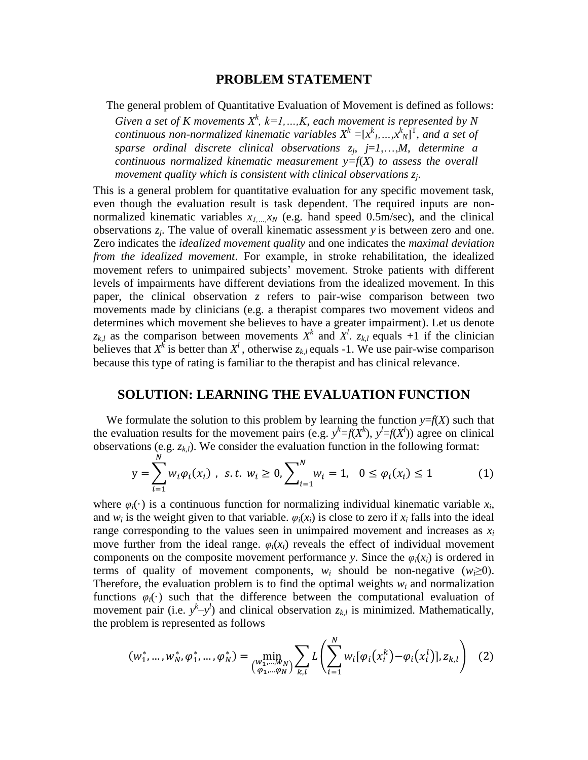## PROBLEM STATEMENT

The general problem of Quantitative Evaluation of Movement is defined as follows:

> *Given a set of K movements $X^k$, $k=1,\ldots,K$, each movement is represented by N continuous non-normalized kinematic variables $X^k = [x^k_1,\ldots,x^k_N]^T$, and a set of sparse ordinal discrete clinical observations $z_j$, $j=1,\ldots,M$, determine a continuous normalized kinematic measurement $y=f(X)$ to assess the overall movement quality which is consistent with clinical observations $z_j$.*

This is a general problem for quantitative evaluation for any specific movement task, even though the evaluation result is task dependent. The required inputs are non-normalized kinematic variables $x_{1,\ldots,}x_N$ (e.g. hand speed 0.5m/sec), and the clinical observations $z_j$. The value of overall kinematic assessment $y$ is between zero and one. Zero indicates the *idealized movement quality* and one indicates the *maximal deviation from the idealized movement*. For example, in stroke rehabilitation, the idealized movement refers to unimpaired subjects' movement. Stroke patients with different levels of impairments have different deviations from the idealized movement. In this paper, the clinical observation $z$ refers to pair-wise comparison between two movements made by clinicians (e.g. a therapist compares two movement videos and determines which movement she believes to have a greater impairment). Let us denote $z_{k,l}$ as the comparison between movements $X^k$ and $X^l$. $z_{k,l}$ equals +1 if the clinician believes that $X^k$ is better than $X^l$, otherwise $z_{k,l}$ equals -1. We use pair-wise comparison because this type of rating is familiar to the therapist and has clinical relevance.

## SOLUTION: LEARNING THE EVALUATION FUNCTION

We formulate the solution to this problem by learning the function $y=f(X)$ such that the evaluation results for the movement pairs (e.g. $y^k=f(X^k)$, $y^l=f(X^l)$) agree on clinical observations (e.g. $z_{k,l}$). We consider the evaluation function in the following format:

$$y = \sum_{i=1}^{N} w_i \varphi_i(x_i) \ , \ \ s.t. \ w_i \geq 0, \sum_{i=1}^{N} w_i = 1, \ \ 0 \leq \varphi_i(x_i) \leq 1 \qquad (1)$$

where $\varphi_i(\cdot)$ is a continuous function for normalizing individual kinematic variable $x_i$, and $w_i$ is the weight given to that variable. $\varphi_i(x_i)$ is close to zero if $x_i$ falls into the ideal range corresponding to the values seen in unimpaired movement and increases as $x_i$ move further from the ideal range. $\varphi_i(x_i)$ reveals the effect of individual movement components on the composite movement performance $y$. Since the $\varphi_i(x_i)$ is ordered in terms of quality of movement components, $w_i$ should be non-negative ($w_i \geq 0$). Therefore, the evaluation problem is to find the optimal weights $w_i$ and normalization functions $\varphi_i(\cdot)$ such that the difference between the computational evaluation of movement pair (i.e. $y^k - y^l$) and clinical observation $z_{k,l}$ is minimized. Mathematically, the problem is represented as follows

$$(w_1^*, \ldots, w_N^*, \varphi_1^*, \ldots, \varphi_N^*) = \min_{\substack{w_1,\ldots,w_N \\ \varphi_1,\ldots\varphi_N}} \sum_{k,l} L\left( \sum_{i=1}^{N} w_i [\varphi_i(x_i^k) - \varphi_i(x_i^l)], z_{k,l} \right) \quad (2)$$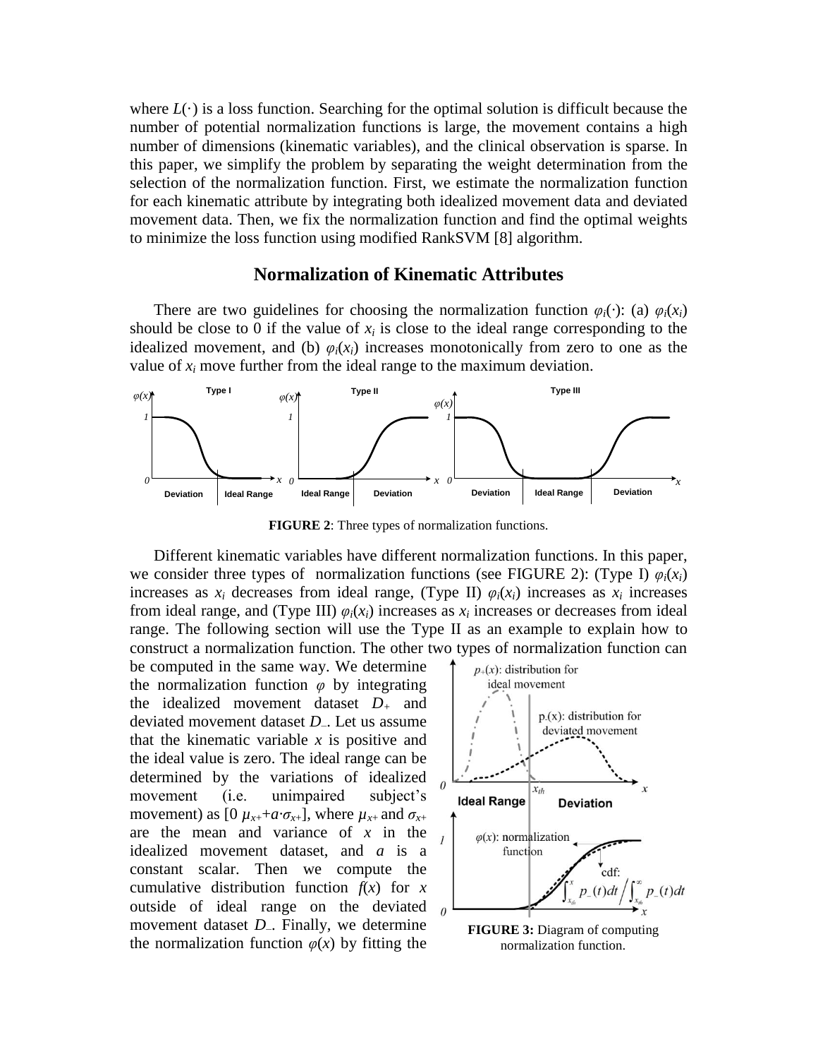where $L(\cdot)$ is a loss function. Searching for the optimal solution is difficult because the number of potential normalization functions is large, the movement contains a high number of dimensions (kinematic variables), and the clinical observation is sparse. In this paper, we simplify the problem by separating the weight determination from the selection of the normalization function. First, we estimate the normalization function for each kinematic attribute by integrating both idealized movement data and deviated movement data. Then, we fix the normalization function and find the optimal weights to minimize the loss function using modified RankSVM [8] algorithm.

## Normalization of Kinematic Attributes

There are two guidelines for choosing the normalization function $\varphi_i(\cdot)$: (a) $\varphi_i(x_i)$ should be close to 0 if the value of $x_i$ is close to the ideal range corresponding to the idealized movement, and (b) $\varphi_i(x_i)$ increases monotonically from zero to one as the value of $x_i$ move further from the ideal range to the maximum deviation.

**FIGURE 2**: Three types of normalization functions.

Different kinematic variables have different normalization functions. In this paper, we consider three types of normalization functions (see FIGURE 2): (Type I) $\varphi_i(x_i)$ increases as $x_i$ decreases from ideal range, (Type II) $\varphi_i(x_i)$ increases as $x_i$ increases from ideal range, and (Type III) $\varphi_i(x_i)$ increases as $x_i$ increases or decreases from ideal range. The following section will use the Type II as an example to explain how to construct a normalization function. The other two types of normalization function can be computed in the same way. We determine the normalization function $\varphi$ by integrating the idealized movement dataset $D_+$ and deviated movement dataset $D_-$. Let us assume that the kinematic variable $x$ is positive and the ideal value is zero. The ideal range can be determined by the variations of idealized movement (i.e. unimpaired subject's movement) as $[0\ \mu_{x+}+a\cdot\sigma_{x+}]$, where $\mu_{x+}$ and $\sigma_{x+}$ are the mean and variance of $x$ in the idealized movement dataset, and $a$ is a constant scalar. Then we compute the cumulative distribution function $f(x)$ for $x$ outside of ideal range on the deviated movement dataset $D_-$. Finally, we determine the normalization function $\varphi(x)$ by fitting the

**FIGURE 3:** Diagram of computing normalization function.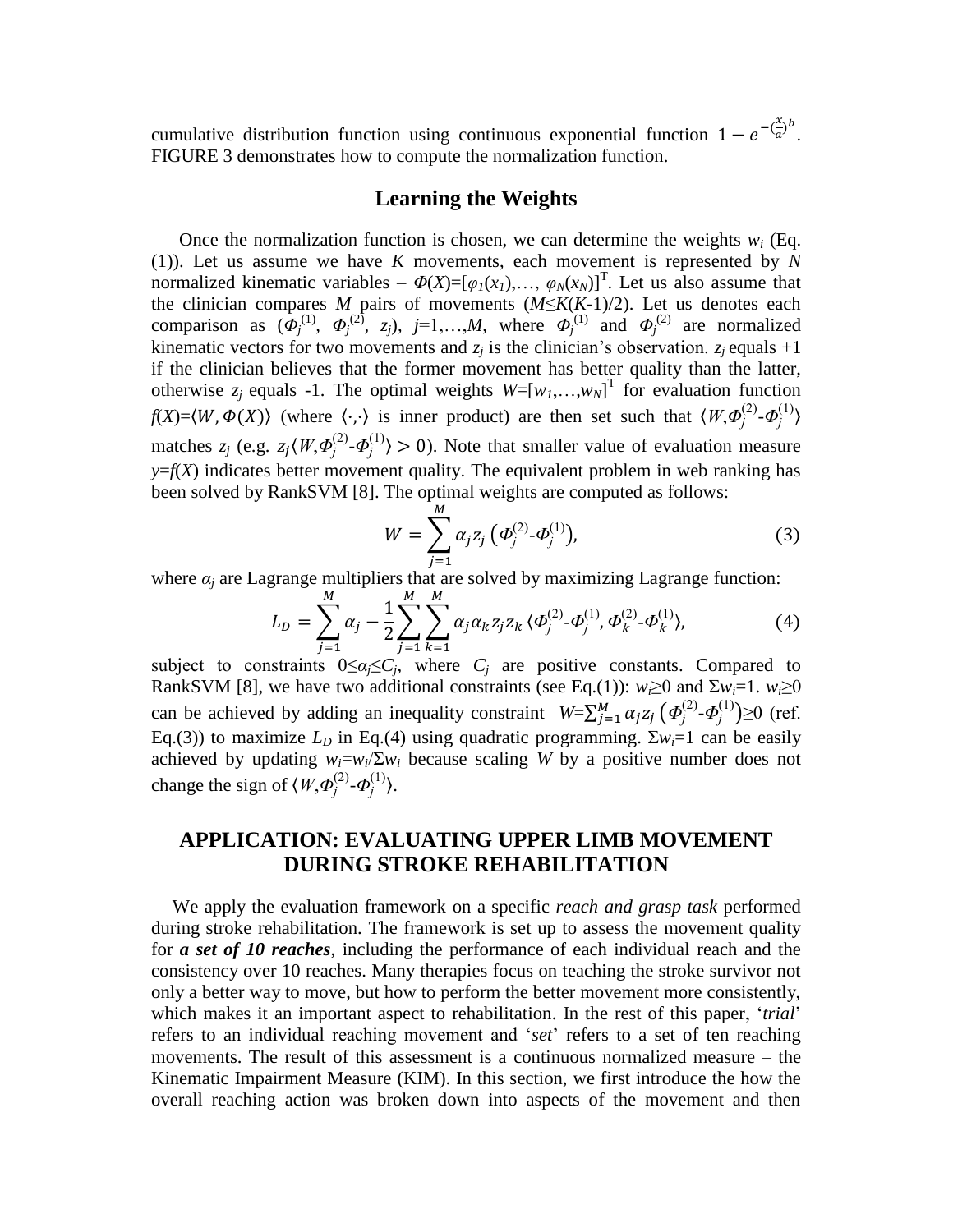cumulative distribution function using continuous exponential function $1 - e^{-(\frac{x}{a})^b}$. FIGURE 3 demonstrates how to compute the normalization function.

## Learning the Weights

Once the normalization function is chosen, we can determine the weights $w_i$ (Eq. (1)). Let us assume we have $K$ movements, each movement is represented by $N$ normalized kinematic variables – $\Phi(X)=[\varphi_1(x_1),\ldots,\varphi_N(x_N)]^T$. Let us also assume that the clinician compares $M$ pairs of movements ($M \leq K(K\text{-}1)/2$). Let us denotes each comparison as ($\Phi_j^{(1)}$, $\Phi_j^{(2)}$, $z_j$), $j$=1,…,$M$, where $\Phi_j^{(1)}$ and $\Phi_j^{(2)}$ are normalized kinematic vectors for two movements and $z_j$ is the clinician's observation. $z_j$ equals +1 if the clinician believes that the former movement has better quality than the latter, otherwise $z_j$ equals -1. The optimal weights $W=[w_1,\ldots,w_N]^T$ for evaluation function $f(X)=\langle W, \Phi(X)\rangle$ (where $\langle\cdot,\cdot\rangle$ is inner product) are then set such that $\langle W, \Phi_j^{(2)}\text{-}\Phi_j^{(1)}\rangle$ matches $z_j$ (e.g. $z_j\langle W, \Phi_j^{(2)}\text{-}\Phi_j^{(1)}\rangle > 0$). Note that smaller value of evaluation measure $y=f(X)$ indicates better movement quality. The equivalent problem in web ranking has been solved by RankSVM [8]. The optimal weights are computed as follows:

$$W = \sum_{j=1}^{M} \alpha_j z_j \left(\Phi_j^{(2)}\text{-}\Phi_j^{(1)}\right), \tag{3}$$

where $\alpha_j$ are Lagrange multipliers that are solved by maximizing Lagrange function:

$$L_D = \sum_{j=1}^{M} \alpha_j - \frac{1}{2}\sum_{j=1}^{M}\sum_{k=1}^{M} \alpha_j \alpha_k z_j z_k \langle \Phi_j^{(2)}\text{-}\Phi_j^{(1)}, \Phi_k^{(2)}\text{-}\Phi_k^{(1)}\rangle, \tag{4}$$

subject to constraints $0 \leq \alpha_j \leq C_j$, where $C_j$ are positive constants. Compared to RankSVM [8], we have two additional constraints (see Eq.(1)): $w_i \geq 0$ and $\Sigma w_i = 1$. $w_i \geq 0$ can be achieved by adding an inequality constraint $W=\sum_{j=1}^{M} \alpha_j z_j \left(\Phi_j^{(2)}\text{-}\Phi_j^{(1)}\right) \geq 0$ (ref. Eq.(3)) to maximize $L_D$ in Eq.(4) using quadratic programming. $\Sigma w_i = 1$ can be easily achieved by updating $w_i = w_i/\Sigma w_i$ because scaling $W$ by a positive number does not change the sign of $\langle W, \Phi_j^{(2)}\text{-}\Phi_j^{(1)}\rangle$.

# APPLICATION: EVALUATING UPPER LIMB MOVEMENT DURING STROKE REHABILITATION

We apply the evaluation framework on a specific *reach and grasp task* performed during stroke rehabilitation. The framework is set up to assess the movement quality for ***a set of 10 reaches***, including the performance of each individual reach and the consistency over 10 reaches. Many therapies focus on teaching the stroke survivor not only a better way to move, but how to perform the better movement more consistently, which makes it an important aspect to rehabilitation. In the rest of this paper, '*trial*' refers to an individual reaching movement and '*set*' refers to a set of ten reaching movements. The result of this assessment is a continuous normalized measure – the Kinematic Impairment Measure (KIM). In this section, we first introduce the how the overall reaching action was broken down into aspects of the movement and then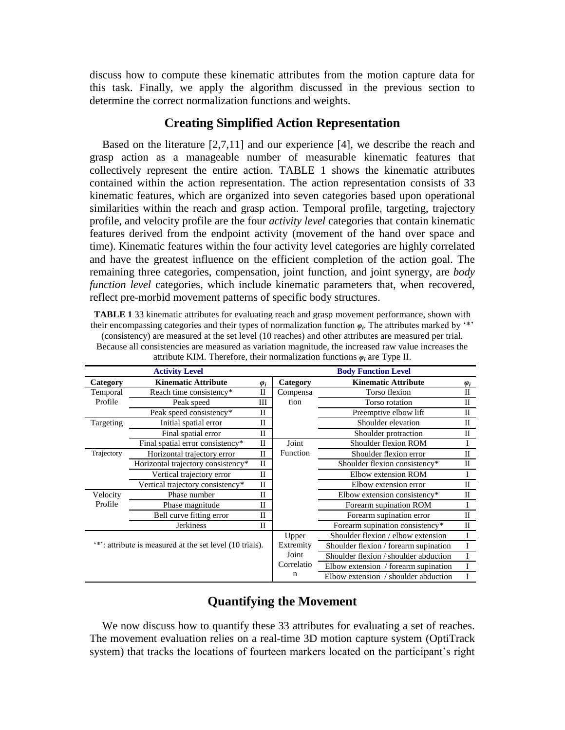discuss how to compute these kinematic attributes from the motion capture data for this task. Finally, we apply the algorithm discussed in the previous section to determine the correct normalization functions and weights.

## Creating Simplified Action Representation

Based on the literature [2,7,11] and our experience [4], we describe the reach and grasp action as a manageable number of measurable kinematic features that collectively represent the entire action. TABLE 1 shows the kinematic attributes contained within the action representation. The action representation consists of 33 kinematic features, which are organized into seven categories based upon operational similarities within the reach and grasp action. Temporal profile, targeting, trajectory profile, and velocity profile are the four *activity level* categories that contain kinematic features derived from the endpoint activity (movement of the hand over space and time). Kinematic features within the four activity level categories are highly correlated and have the greatest influence on the efficient completion of the action goal. The remaining three categories, compensation, joint function, and joint synergy, are *body function level* categories, which include kinematic parameters that, when recovered, reflect pre-morbid movement patterns of specific body structures.

**TABLE 1** 33 kinematic attributes for evaluating reach and grasp movement performance, shown with their encompassing categories and their types of normalization function $\varphi_i$. The attributes marked by '*' (consistency) are measured at the set level (10 reaches) and other attributes are measured per trial. Because all consistencies are measured as variation magnitude, the increased raw value increases the attribute KIM. Therefore, their normalization functions $\varphi_i$ are Type II.

| Activity Level | | | Body Function Level | | |
|---|---|---|---|---|---|
| Category | Kinematic Attribute | $\varphi_i$ | Category | Kinematic Attribute | $\varphi_i$ |
| Temporal Profile | Reach time consistency* | II | Compensation | Torso flexion | II |
| | Peak speed | III | | Torso rotation | II |
| | Peak speed consistency* | II | | Preemptive elbow lift | II |
| Targeting | Initial spatial error | II | | Shoulder elevation | II |
| | Final spatial error | II | | Shoulder protraction | II |
| | Final spatial error consistency* | II | Joint Function | Shoulder flexion ROM | I |
| Trajectory | Horizontal trajectory error | II | | Shoulder flexion error | II |
| | Horizontal trajectory consistency* | II | | Shoulder flexion consistency* | II |
| | Vertical trajectory error | II | | Elbow extension ROM | I |
| | Vertical trajectory consistency* | II | | Elbow extension error | II |
| Velocity Profile | Phase number | II | | Elbow extension consistency* | II |
| | Phase magnitude | II | | Forearm supination ROM | I |
| | Bell curve fitting error | II | | Forearm supination error | II |
| | Jerkiness | II | | Forearm supination consistency* | II |
| '*': attribute is measured at the set level (10 trials). | | | Upper Extremity Joint Correlation | Shoulder flexion / elbow extension | I |
| | | | | Shoulder flexion / forearm supination | I |
| | | | | Shoulder flexion / shoulder abduction | I |
| | | | | Elbow extension / forearm supination | I |
| | | | | Elbow extension / shoulder abduction | I |

## Quantifying the Movement

We now discuss how to quantify these 33 attributes for evaluating a set of reaches. The movement evaluation relies on a real-time 3D motion capture system (OptiTrack system) that tracks the locations of fourteen markers located on the participant's right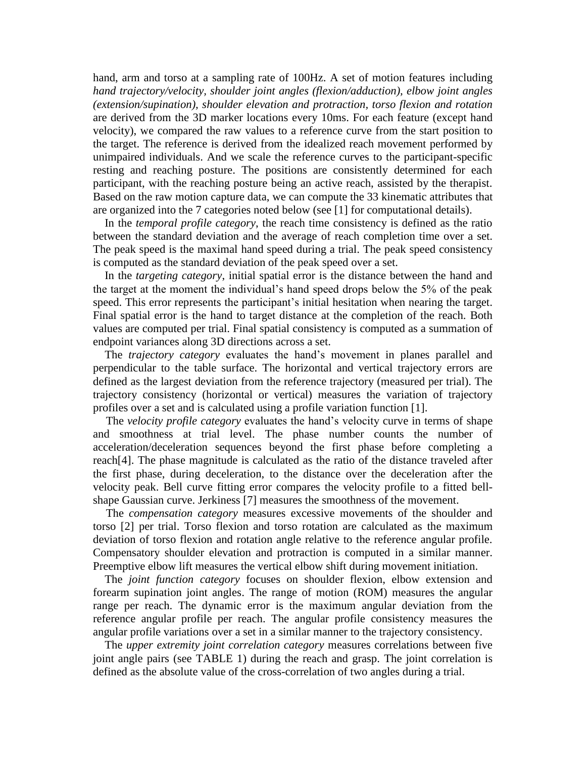hand, arm and torso at a sampling rate of 100Hz. A set of motion features including *hand trajectory/velocity, shoulder joint angles (flexion/adduction), elbow joint angles (extension/supination), shoulder elevation and protraction, torso flexion and rotation* are derived from the 3D marker locations every 10ms. For each feature (except hand velocity), we compared the raw values to a reference curve from the start position to the target. The reference is derived from the idealized reach movement performed by unimpaired individuals. And we scale the reference curves to the participant-specific resting and reaching posture. The positions are consistently determined for each participant, with the reaching posture being an active reach, assisted by the therapist. Based on the raw motion capture data, we can compute the 33 kinematic attributes that are organized into the 7 categories noted below (see [1] for computational details).

In the *temporal profile category*, the reach time consistency is defined as the ratio between the standard deviation and the average of reach completion time over a set. The peak speed is the maximal hand speed during a trial. The peak speed consistency is computed as the standard deviation of the peak speed over a set.

In the *targeting category*, initial spatial error is the distance between the hand and the target at the moment the individual's hand speed drops below the 5% of the peak speed. This error represents the participant's initial hesitation when nearing the target. Final spatial error is the hand to target distance at the completion of the reach. Both values are computed per trial. Final spatial consistency is computed as a summation of endpoint variances along 3D directions across a set.

The *trajectory category* evaluates the hand's movement in planes parallel and perpendicular to the table surface. The horizontal and vertical trajectory errors are defined as the largest deviation from the reference trajectory (measured per trial). The trajectory consistency (horizontal or vertical) measures the variation of trajectory profiles over a set and is calculated using a profile variation function [1].

The *velocity profile category* evaluates the hand's velocity curve in terms of shape and smoothness at trial level. The phase number counts the number of acceleration/deceleration sequences beyond the first phase before completing a reach[4]. The phase magnitude is calculated as the ratio of the distance traveled after the first phase, during deceleration, to the distance over the deceleration after the velocity peak. Bell curve fitting error compares the velocity profile to a fitted bell-shape Gaussian curve. Jerkiness [7] measures the smoothness of the movement.

The *compensation category* measures excessive movements of the shoulder and torso [2] per trial. Torso flexion and torso rotation are calculated as the maximum deviation of torso flexion and rotation angle relative to the reference angular profile. Compensatory shoulder elevation and protraction is computed in a similar manner. Preemptive elbow lift measures the vertical elbow shift during movement initiation.

The *joint function category* focuses on shoulder flexion, elbow extension and forearm supination joint angles. The range of motion (ROM) measures the angular range per reach. The dynamic error is the maximum angular deviation from the reference angular profile per reach. The angular profile consistency measures the angular profile variations over a set in a similar manner to the trajectory consistency.

The *upper extremity joint correlation category* measures correlations between five joint angle pairs (see TABLE 1) during the reach and grasp. The joint correlation is defined as the absolute value of the cross-correlation of two angles during a trial.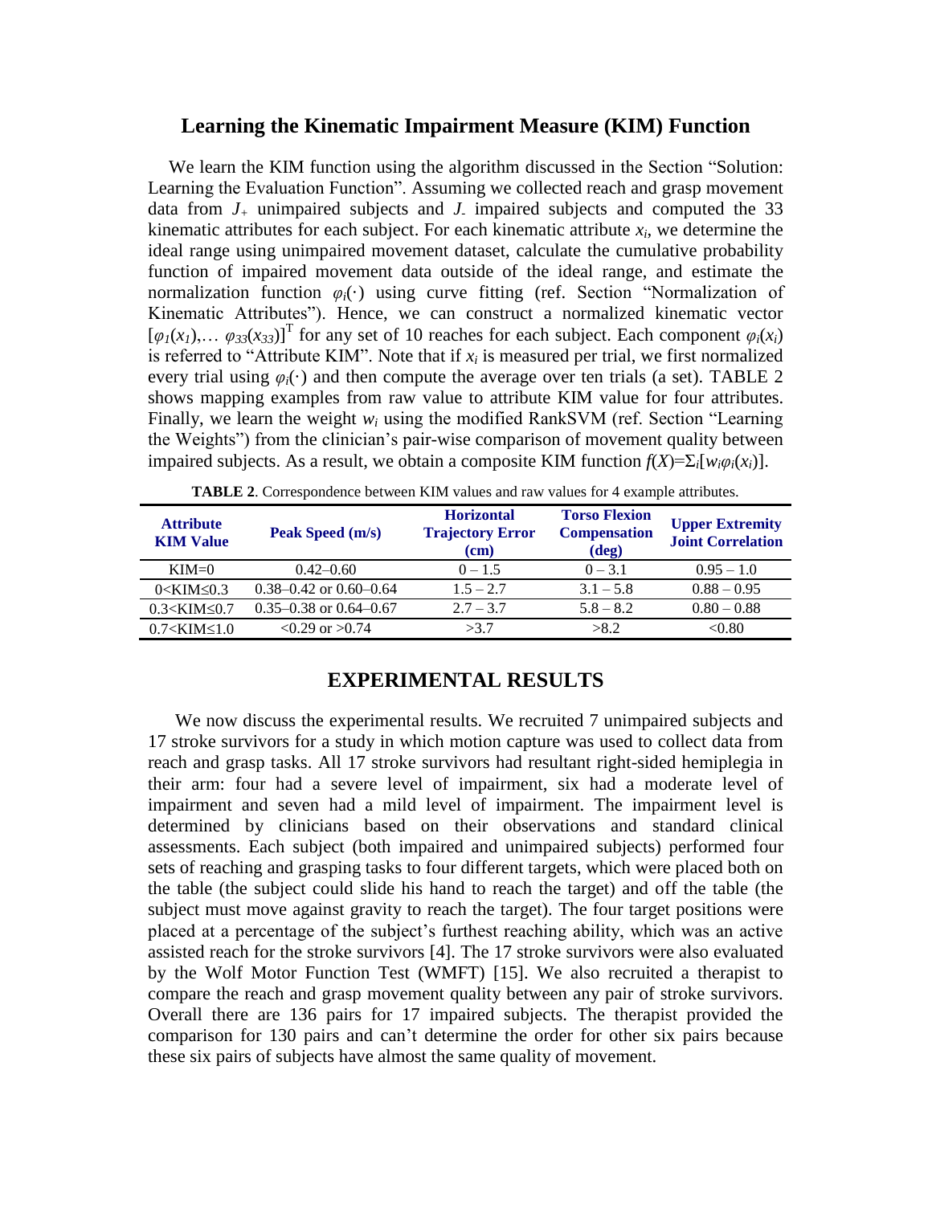## Learning the Kinematic Impairment Measure (KIM) Function

We learn the KIM function using the algorithm discussed in the Section "Solution: Learning the Evaluation Function". Assuming we collected reach and grasp movement data from $J_+$ unimpaired subjects and $J_-$ impaired subjects and computed the 33 kinematic attributes for each subject. For each kinematic attribute $x_i$, we determine the ideal range using unimpaired movement dataset, calculate the cumulative probability function of impaired movement data outside of the ideal range, and estimate the normalization function $\varphi_i(\cdot)$ using curve fitting (ref. Section "Normalization of Kinematic Attributes"). Hence, we can construct a normalized kinematic vector $[\varphi_1(x_1),\ldots \varphi_{33}(x_{33})]^T$ for any set of 10 reaches for each subject. Each component $\varphi_i(x_i)$ is referred to "Attribute KIM". Note that if $x_i$ is measured per trial, we first normalized every trial using $\varphi_i(\cdot)$ and then compute the average over ten trials (a set). TABLE 2 shows mapping examples from raw value to attribute KIM value for four attributes. Finally, we learn the weight $w_i$ using the modified RankSVM (ref. Section "Learning the Weights") from the clinician's pair-wise comparison of movement quality between impaired subjects. As a result, we obtain a composite KIM function $f(X)=\Sigma_i[w_i\varphi_i(x_i)]$.

**TABLE 2**. Correspondence between KIM values and raw values for 4 example attributes.

| Attribute KIM Value | Peak Speed (m/s) | Horizontal Trajectory Error (cm) | Torso Flexion Compensation (deg) | Upper Extremity Joint Correlation |
|---|---|---|---|---|
| KIM=0 | 0.42–0.60 | 0 – 1.5 | 0 – 3.1 | 0.95 – 1.0 |
| 0<KIM≤0.3 | 0.38–0.42 or 0.60–0.64 | 1.5 – 2.7 | 3.1 – 5.8 | 0.88 – 0.95 |
| 0.3<KIM≤0.7 | 0.35–0.38 or 0.64–0.67 | 2.7 – 3.7 | 5.8 – 8.2 | 0.80 – 0.88 |
| 0.7<KIM≤1.0 | <0.29 or >0.74 | >3.7 | >8.2 | <0.80 |

# EXPERIMENTAL RESULTS

We now discuss the experimental results. We recruited 7 unimpaired subjects and 17 stroke survivors for a study in which motion capture was used to collect data from reach and grasp tasks. All 17 stroke survivors had resultant right-sided hemiplegia in their arm: four had a severe level of impairment, six had a moderate level of impairment and seven had a mild level of impairment. The impairment level is determined by clinicians based on their observations and standard clinical assessments. Each subject (both impaired and unimpaired subjects) performed four sets of reaching and grasping tasks to four different targets, which were placed both on the table (the subject could slide his hand to reach the target) and off the table (the subject must move against gravity to reach the target). The four target positions were placed at a percentage of the subject's furthest reaching ability, which was an active assisted reach for the stroke survivors [4]. The 17 stroke survivors were also evaluated by the Wolf Motor Function Test (WMFT) [15]. We also recruited a therapist to compare the reach and grasp movement quality between any pair of stroke survivors. Overall there are 136 pairs for 17 impaired subjects. The therapist provided the comparison for 130 pairs and can't determine the order for other six pairs because these six pairs of subjects have almost the same quality of movement.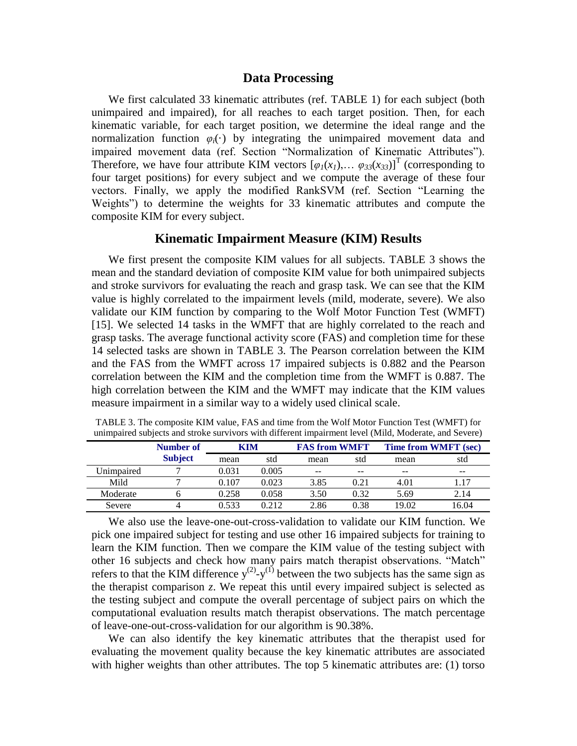## Data Processing

We first calculated 33 kinematic attributes (ref. TABLE 1) for each subject (both unimpaired and impaired), for all reaches to each target position. Then, for each kinematic variable, for each target position, we determine the ideal range and the normalization function $\varphi_i(\cdot)$ by integrating the unimpaired movement data and impaired movement data (ref. Section "Normalization of Kinematic Attributes"). Therefore, we have four attribute KIM vectors $[\varphi_1(x_1),\ldots \varphi_{33}(x_{33})]^T$ (corresponding to four target positions) for every subject and we compute the average of these four vectors. Finally, we apply the modified RankSVM (ref. Section "Learning the Weights") to determine the weights for 33 kinematic attributes and compute the composite KIM for every subject.

## Kinematic Impairment Measure (KIM) Results

We first present the composite KIM values for all subjects. TABLE 3 shows the mean and the standard deviation of composite KIM value for both unimpaired subjects and stroke survivors for evaluating the reach and grasp task. We can see that the KIM value is highly correlated to the impairment levels (mild, moderate, severe). We also validate our KIM function by comparing to the Wolf Motor Function Test (WMFT) [15]. We selected 14 tasks in the WMFT that are highly correlated to the reach and grasp tasks. The average functional activity score (FAS) and completion time for these 14 selected tasks are shown in TABLE 3. The Pearson correlation between the KIM and the FAS from the WMFT across 17 impaired subjects is 0.882 and the Pearson correlation between the KIM and the completion time from the WMFT is 0.887. The high correlation between the KIM and the WMFT may indicate that the KIM values measure impairment in a similar way to a widely used clinical scale.

TABLE 3. The composite KIM value, FAS and time from the Wolf Motor Function Test (WMFT) for unimpaired subjects and stroke survivors with different impairment level (Mild, Moderate, and Severe)

| | Number of Subject | KIM | | FAS from WMFT | | Time from WMFT (sec) | |
|---|---|---|---|---|---|---|---|
| | | mean | std | mean | std | mean | std |
| Unimpaired | 7 | 0.031 | 0.005 | -- | -- | -- | -- |
| Mild | 7 | 0.107 | 0.023 | 3.85 | 0.21 | 4.01 | 1.17 |
| Moderate | 6 | 0.258 | 0.058 | 3.50 | 0.32 | 5.69 | 2.14 |
| Severe | 4 | 0.533 | 0.212 | 2.86 | 0.38 | 19.02 | 16.04 |

We also use the leave-one-out-cross-validation to validate our KIM function. We pick one impaired subject for testing and use other 16 impaired subjects for training to learn the KIM function. Then we compare the KIM value of the testing subject with other 16 subjects and check how many pairs match therapist observations. "Match" refers to that the KIM difference $y^{(2)}$-$y^{(1)}$ between the two subjects has the same sign as the therapist comparison $z$. We repeat this until every impaired subject is selected as the testing subject and compute the overall percentage of subject pairs on which the computational evaluation results match therapist observations. The match percentage of leave-one-out-cross-validation for our algorithm is 90.38%.

We can also identify the key kinematic attributes that the therapist used for evaluating the movement quality because the key kinematic attributes are associated with higher weights than other attributes. The top 5 kinematic attributes are: (1) torso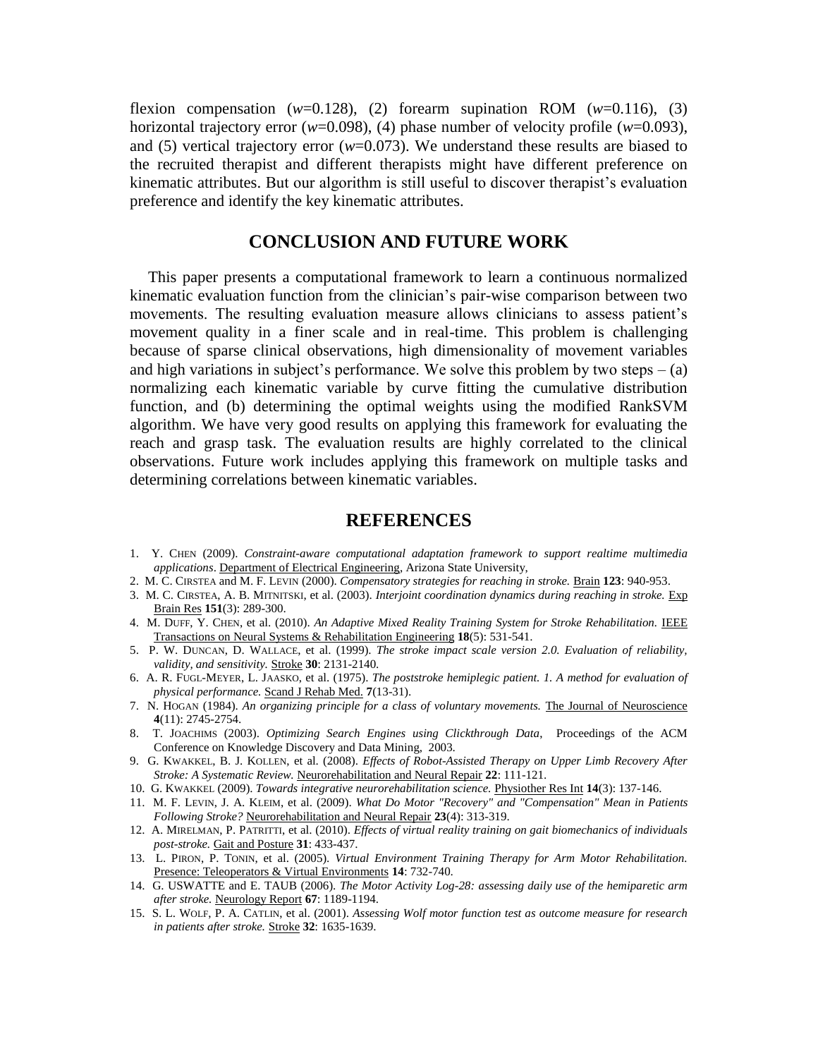flexion compensation ($w$=0.128), (2) forearm supination ROM ($w$=0.116), (3) horizontal trajectory error ($w$=0.098), (4) phase number of velocity profile ($w$=0.093), and (5) vertical trajectory error ($w$=0.073). We understand these results are biased to the recruited therapist and different therapists might have different preference on kinematic attributes. But our algorithm is still useful to discover therapist's evaluation preference and identify the key kinematic attributes.

## CONCLUSION AND FUTURE WORK

This paper presents a computational framework to learn a continuous normalized kinematic evaluation function from the clinician's pair-wise comparison between two movements. The resulting evaluation measure allows clinicians to assess patient's movement quality in a finer scale and in real-time. This problem is challenging because of sparse clinical observations, high dimensionality of movement variables and high variations in subject's performance. We solve this problem by two steps – (a) normalizing each kinematic variable by curve fitting the cumulative distribution function, and (b) determining the optimal weights using the modified RankSVM algorithm. We have very good results on applying this framework for evaluating the reach and grasp task. The evaluation results are highly correlated to the clinical observations. Future work includes applying this framework on multiple tasks and determining correlations between kinematic variables.

## REFERENCES

1. Y. Chen (2009). *Constraint-aware computational adaptation framework to support realtime multimedia applications*. Department of Electrical Engineering, Arizona State University,
2. M. C. Cirstea and M. F. Levin (2000). *Compensatory strategies for reaching in stroke.* Brain **123**: 940-953.
3. M. C. Cirstea, A. B. Mitnitski, et al. (2003). *Interjoint coordination dynamics during reaching in stroke.* Exp Brain Res **151**(3): 289-300.
4. M. Duff, Y. Chen, et al. (2010). *An Adaptive Mixed Reality Training System for Stroke Rehabilitation.* IEEE Transactions on Neural Systems & Rehabilitation Engineering **18**(5): 531-541.
5. P. W. Duncan, D. Wallace, et al. (1999). *The stroke impact scale version 2.0. Evaluation of reliability, validity, and sensitivity.* Stroke **30**: 2131-2140.
6. A. R. Fugl-Meyer, L. Jaasko, et al. (1975). *The poststroke hemiplegic patient. 1. A method for evaluation of physical performance.* Scand J Rehab Med. **7**(13-31).
7. N. Hogan (1984). *An organizing principle for a class of voluntary movements.* The Journal of Neuroscience **4**(11): 2745-2754.
8. T. Joachims (2003). *Optimizing Search Engines using Clickthrough Data*, Proceedings of the ACM Conference on Knowledge Discovery and Data Mining, 2003.
9. G. Kwakkel, B. J. Kollen, et al. (2008). *Effects of Robot-Assisted Therapy on Upper Limb Recovery After Stroke: A Systematic Review.* Neurorehabilitation and Neural Repair **22**: 111-121.
10. G. Kwakkel (2009). *Towards integrative neurorehabilitation science.* Physiother Res Int **14**(3): 137-146.
11. M. F. Levin, J. A. Kleim, et al. (2009). *What Do Motor "Recovery" and "Compensation" Mean in Patients Following Stroke?* Neurorehabilitation and Neural Repair **23**(4): 313-319.
12. A. Mirelman, P. Patritti, et al. (2010). *Effects of virtual reality training on gait biomechanics of individuals post-stroke.* Gait and Posture **31**: 433-437.
13. L. Piron, P. Tonin, et al. (2005). *Virtual Environment Training Therapy for Arm Motor Rehabilitation.* Presence: Teleoperators & Virtual Environments **14**: 732-740.
14. G. USWATTE and E. TAUB (2006). *The Motor Activity Log-28: assessing daily use of the hemiparetic arm after stroke.* Neurology Report **67**: 1189-1194.
15. S. L. Wolf, P. A. Catlin, et al. (2001). *Assessing Wolf motor function test as outcome measure for research in patients after stroke.* Stroke **32**: 1635-1639.